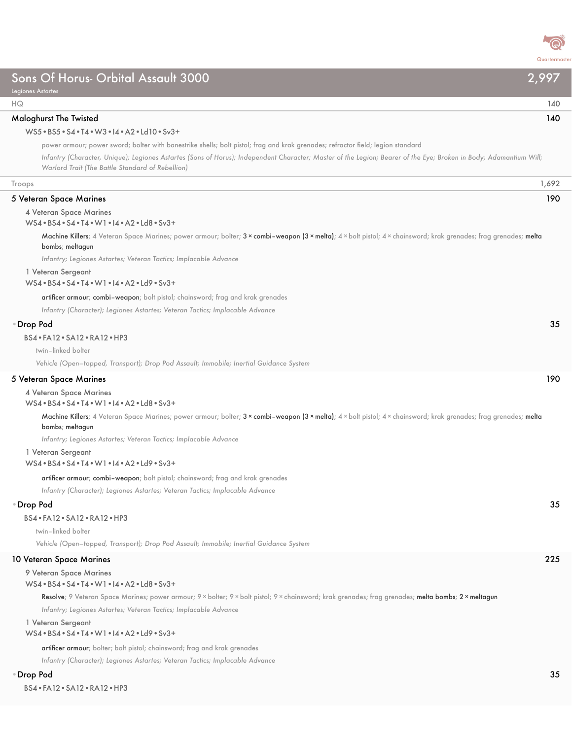# Sons Of Horus- Orbital Assault 3000 — 2,997

Legiones Astartes

## HQ — 140

### Maloghurst The Twisted — 140

WS5 • BS5 • S4 • T4 • W3 • I4 • A2 • Ld10 • Sv3+

power armour; power sword; bolter with banestrike shells; bolt pistol; frag and krak grenades; refractor field; legion standard

*Infantry (Character, Unique); Legiones Astartes (Sons of Horus); Independent Character; Master of the Legion; Bearer of the Eye; Broken in Body; Adamantium Will; Warlord Trait (The Battle Standard of Rebellion)*

## Troops — 1,692

### 5 Veteran Space Marines — 190

4 Veteran Space Marines

WS4 • BS4 • S4 • T4 • W1 • I4 • A2 • Ld8 • Sv3+

**Machine Killers**; 4 Veteran Space Marines; power armour; bolter; **3 × combi-weapon (3 × melta)**; 4 × bolt pistol; 4 × chainsword; krak grenades; frag grenades; **melta bombs**; **meltagun**

*Infantry; Legiones Astartes; Veteran Tactics; Implacable Advance*

1 Veteran Sergeant

WS4 • BS4 • S4 • T4 • W1 • I4 • A2 • Ld9 • Sv3+

**artificer armour**; **combi-weapon**; bolt pistol; chainsword; frag and krak grenades

*Infantry (Character); Legiones Astartes; Veteran Tactics; Implacable Advance*

#### Drop Pod — 35

BS4 • FA12 • SA12 • RA12 • HP3

twin-linked bolter

*Vehicle (Open-topped, Transport); Drop Pod Assault; Immobile; Inertial Guidance System*

### 5 Veteran Space Marines — 190

4 Veteran Space Marines

WS4 • BS4 • S4 • T4 • W1 • I4 • A2 • Ld8 • Sv3+

**Machine Killers**; 4 Veteran Space Marines; power armour; bolter; **3 × combi-weapon (3 × melta)**; 4 × bolt pistol; 4 × chainsword; krak grenades; frag grenades; **melta bombs**; **meltagun**

*Infantry; Legiones Astartes; Veteran Tactics; Implacable Advance*

1 Veteran Sergeant

WS4 • BS4 • S4 • T4 • W1 • I4 • A2 • Ld9 • Sv3+

**artificer armour**; **combi-weapon**; bolt pistol; chainsword; frag and krak grenades

*Infantry (Character); Legiones Astartes; Veteran Tactics; Implacable Advance*

#### Drop Pod — 35

BS4 • FA12 • SA12 • RA12 • HP3

twin-linked bolter

*Vehicle (Open-topped, Transport); Drop Pod Assault; Immobile; Inertial Guidance System*

### 10 Veteran Space Marines — 225

9 Veteran Space Marines

WS4 • BS4 • S4 • T4 • W1 • I4 • A2 • Ld8 • Sv3+

**Resolve**; 9 Veteran Space Marines; power armour; 9 × bolter; 9 × bolt pistol; 9 × chainsword; krak grenades; frag grenades; **melta bombs**; **2 × meltagun**

*Infantry; Legiones Astartes; Veteran Tactics; Implacable Advance*

1 Veteran Sergeant

WS4 • BS4 • S4 • T4 • W1 • I4 • A2 • Ld9 • Sv3+

**artificer armour**; bolter; bolt pistol; chainsword; frag and krak grenades

*Infantry (Character); Legiones Astartes; Veteran Tactics; Implacable Advance*

#### Drop Pod — 35

BS4 • FA12 • SA12 • RA12 • HP3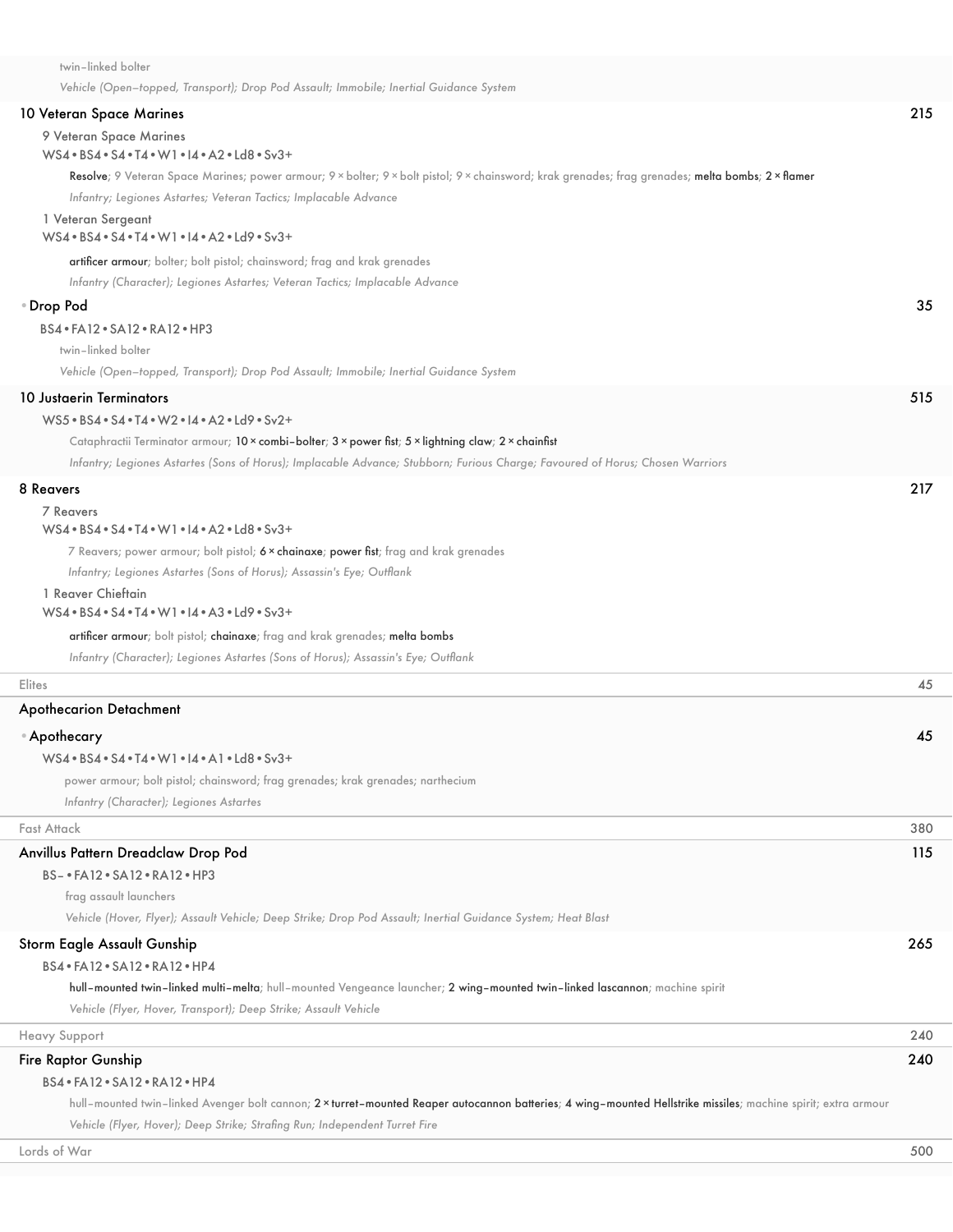twin-linked bolter

*Vehicle (Open-topped, Transport); Drop Pod Assault; Immobile; Inertial Guidance System*

### 10 Veteran Space Marines — 215

9 Veteran Space Marines

WS4 • BS4 • S4 • T4 • W1 • I4 • A2 • Ld8 • Sv3+

**Resolve**; 9 Veteran Space Marines; power armour; 9 × bolter; 9 × bolt pistol; 9 × chainsword; krak grenades; frag grenades; **melta bombs**; **2 × flamer**

*Infantry; Legiones Astartes; Veteran Tactics; Implacable Advance*

1 Veteran Sergeant

WS4 • BS4 • S4 • T4 • W1 • I4 • A2 • Ld9 • Sv3+

**artificer armour**; bolter; bolt pistol; chainsword; frag and krak grenades

*Infantry (Character); Legiones Astartes; Veteran Tactics; Implacable Advance*

• Drop Pod — 35

BS4 • FA12 • SA12 • RA12 • HP3

twin-linked bolter

*Vehicle (Open-topped, Transport); Drop Pod Assault; Immobile; Inertial Guidance System*

### 10 Justaerin Terminators — 515

WS5 • BS4 • S4 • T4 • W2 • I4 • A2 • Ld9 • Sv2+

Cataphractii Terminator armour; **10 × combi-bolter**; **3 × power fist**; **5 × lightning claw**; **2 × chainfist**

*Infantry; Legiones Astartes (Sons of Horus); Implacable Advance; Stubborn; Furious Charge; Favoured of Horus; Chosen Warriors*

### 8 Reavers — 217

7 Reavers

WS4 • BS4 • S4 • T4 • W1 • I4 • A2 • Ld8 • Sv3+

7 Reavers; power armour; bolt pistol; **6 × chainaxe**; **power fist**; frag and krak grenades

*Infantry; Legiones Astartes (Sons of Horus); Assassin's Eye; Outflank*

1 Reaver Chieftain

WS4 • BS4 • S4 • T4 • W1 • I4 • A3 • Ld9 • Sv3+

**artificer armour**; bolt pistol; **chainaxe**; frag and krak grenades; **melta bombs**

*Infantry (Character); Legiones Astartes (Sons of Horus); Assassin's Eye; Outflank*

## Elites — 45

### Apothecarion Detachment

• Apothecary — 45

WS4 • BS4 • S4 • T4 • W1 • I4 • A1 • Ld8 • Sv3+

power armour; bolt pistol; chainsword; frag grenades; krak grenades; narthecium

*Infantry (Character); Legiones Astartes*

## Fast Attack — 380

### Anvillus Pattern Dreadclaw Drop Pod — 115

BS– • FA12 • SA12 • RA12 • HP3

frag assault launchers

*Vehicle (Hover, Flyer); Assault Vehicle; Deep Strike; Drop Pod Assault; Inertial Guidance System; Heat Blast*

### Storm Eagle Assault Gunship — 265

BS4 • FA12 • SA12 • RA12 • HP4

**hull-mounted twin-linked multi-melta**; hull-mounted Vengeance launcher; **2 wing-mounted twin-linked lascannon**; machine spirit

*Vehicle (Flyer, Hover, Transport); Deep Strike; Assault Vehicle*

## Heavy Support — 240

### Fire Raptor Gunship — 240

BS4 • FA12 • SA12 • RA12 • HP4

hull-mounted twin-linked Avenger bolt cannon; **2 × turret-mounted Reaper autocannon batteries**; **4 wing-mounted Hellstrike missiles**; machine spirit; extra armour

*Vehicle (Flyer, Hover); Deep Strike; Strafing Run; Independent Turret Fire*

## Lords of War — 500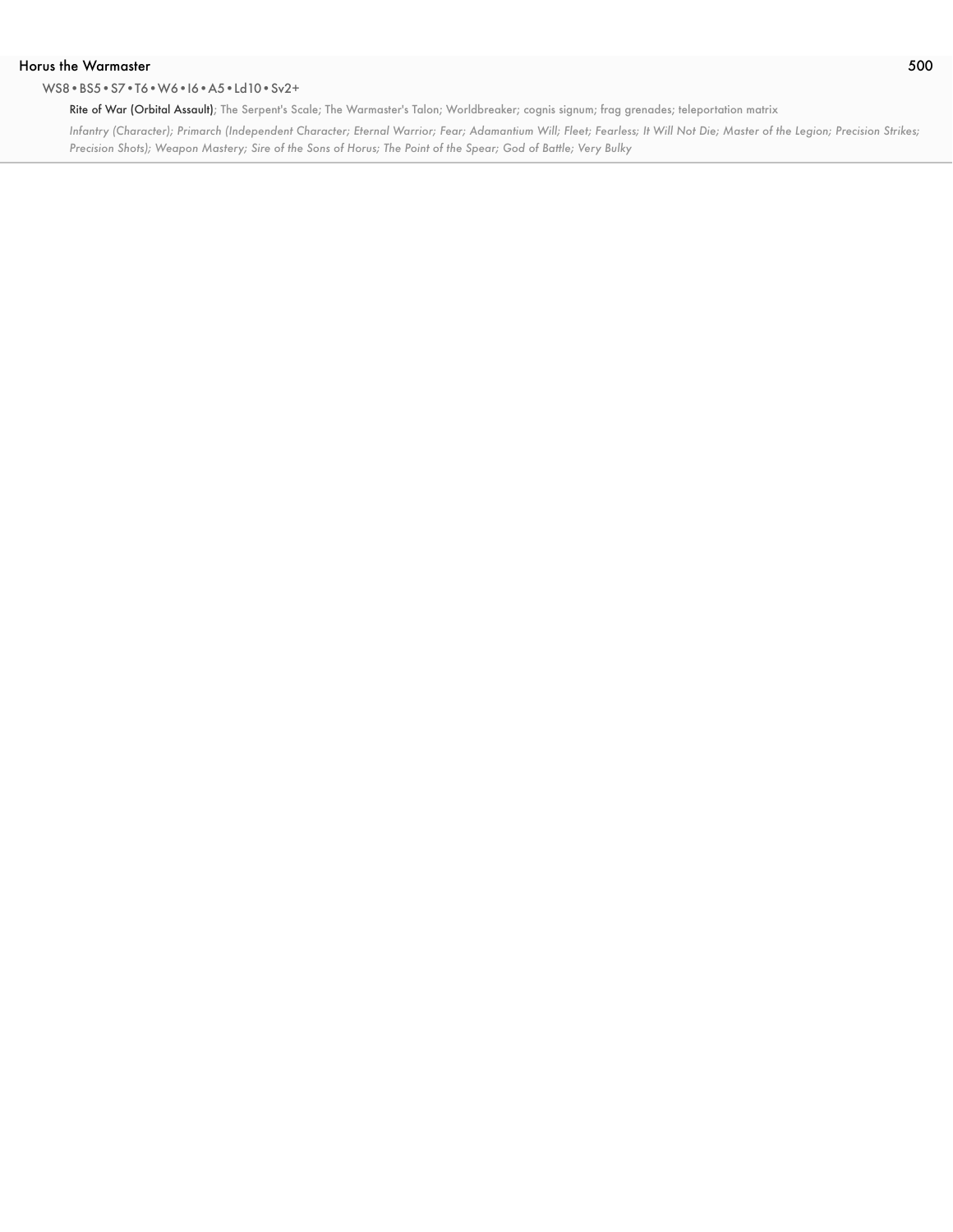**Horus the Warmaster** 500

WS8 • BS5 • S7 • T6 • W6 • I6 • A5 • Ld10 • Sv2+

Rite of War (Orbital Assault); The Serpent's Scale; The Warmaster's Talon; Worldbreaker; cognis signum; frag grenades; teleportation matrix

*Infantry (Character); Primarch (Independent Character; Eternal Warrior; Fear; Adamantium Will; Fleet; Fearless; It Will Not Die; Master of the Legion; Precision Strikes; Precision Shots); Weapon Mastery; Sire of the Sons of Horus; The Point of the Spear; God of Battle; Very Bulky*